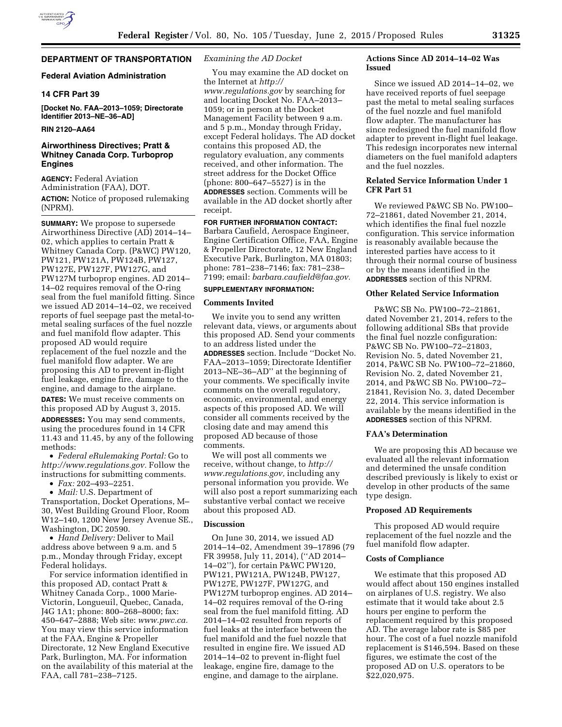## DEPARTMENT OF TRANSPORTATION

### Federal Aviation Administration

### 14 CFR Part 39

**[Docket No. FAA–2013–1059; Directorate Identifier 2013–NE–36–AD]**

**RIN 2120–AA64**

## Airworthiness Directives; Pratt & Whitney Canada Corp. Turboprop Engines

**AGENCY:** Federal Aviation Administration (FAA), DOT.

**ACTION:** Notice of proposed rulemaking (NPRM).

**SUMMARY:** We propose to supersede Airworthiness Directive (AD) 2014–14–02, which applies to certain Pratt & Whitney Canada Corp. (P&WC) PW120, PW121, PW121A, PW124B, PW127, PW127E, PW127F, PW127G, and PW127M turboprop engines. AD 2014–14–02 requires removal of the O-ring seal from the fuel manifold fitting. Since we issued AD 2014–14–02, we received reports of fuel seepage past the metal-to-metal sealing surfaces of the fuel nozzle and fuel manifold flow adapter. This proposed AD would require replacement of the fuel nozzle and the fuel manifold flow adapter. We are proposing this AD to prevent in-flight fuel leakage, engine fire, damage to the engine, and damage to the airplane.

**DATES:** We must receive comments on this proposed AD by August 3, 2015.

**ADDRESSES:** You may send comments, using the procedures found in 14 CFR 11.43 and 11.45, by any of the following methods:

- *Federal eRulemaking Portal:* Go to *http://www.regulations.gov.* Follow the instructions for submitting comments.
- *Fax:* 202–493–2251.
- *Mail:* U.S. Department of Transportation, Docket Operations, M–30, West Building Ground Floor, Room W12–140, 1200 New Jersey Avenue SE., Washington, DC 20590.
- *Hand Delivery:* Deliver to Mail address above between 9 a.m. and 5 p.m., Monday through Friday, except Federal holidays.

For service information identified in this proposed AD, contact Pratt & Whitney Canada Corp., 1000 Marie-Victorin, Longueuil, Quebec, Canada, J4G 1A1; phone: 800–268–8000; fax: 450–647–2888; Web site: *www.pwc.ca.* You may view this service information at the FAA, Engine & Propeller Directorate, 12 New England Executive Park, Burlington, MA. For information on the availability of this material at the FAA, call 781–238–7125.

*Examining the AD Docket*

You may examine the AD docket on the Internet at *http://www.regulations.gov* by searching for and locating Docket No. FAA–2013–1059; or in person at the Docket Management Facility between 9 a.m. and 5 p.m., Monday through Friday, except Federal holidays. The AD docket contains this proposed AD, the regulatory evaluation, any comments received, and other information. The street address for the Docket Office (phone: 800–647–5527) is in the **ADDRESSES** section. Comments will be available in the AD docket shortly after receipt.

**FOR FURTHER INFORMATION CONTACT:** Barbara Caufield, Aerospace Engineer, Engine Certification Office, FAA, Engine & Propeller Directorate, 12 New England Executive Park, Burlington, MA 01803; phone: 781–238–7146; fax: 781–238–7199; email: *barbara.caufield@faa.gov.*

**SUPPLEMENTARY INFORMATION:**

### Comments Invited

We invite you to send any written relevant data, views, or arguments about this proposed AD. Send your comments to an address listed under the **ADDRESSES** section. Include "Docket No. FAA–2013–1059; Directorate Identifier 2013–NE–36–AD" at the beginning of your comments. We specifically invite comments on the overall regulatory, economic, environmental, and energy aspects of this proposed AD. We will consider all comments received by the closing date and may amend this proposed AD because of those comments.

We will post all comments we receive, without change, to *http://www.regulations.gov,* including any personal information you provide. We will also post a report summarizing each substantive verbal contact we receive about this proposed AD.

### Discussion

On June 30, 2014, we issued AD 2014–14–02, Amendment 39–17896 (79 FR 39958, July 11, 2014), ("AD 2014–14–02"), for certain P&WC PW120, PW121, PW121A, PW124B, PW127, PW127E, PW127F, PW127G, and PW127M turboprop engines. AD 2014–14–02 requires removal of the O-ring seal from the fuel manifold fitting. AD 2014–14–02 resulted from reports of fuel leaks at the interface between the fuel manifold and the fuel nozzle that resulted in engine fire. We issued AD 2014–14–02 to prevent in-flight fuel leakage, engine fire, damage to the engine, and damage to the airplane.

### Actions Since AD 2014–14–02 Was Issued

Since we issued AD 2014–14–02, we have received reports of fuel seepage past the metal to metal sealing surfaces of the fuel nozzle and fuel manifold flow adapter. The manufacturer has since redesigned the fuel manifold flow adapter to prevent in-flight fuel leakage. This redesign incorporates new internal diameters on the fuel manifold adapters and the fuel nozzles.

### Related Service Information Under 1 CFR Part 51

We reviewed P&WC SB No. PW100–72–21861, dated November 21, 2014, which identifies the final fuel nozzle configuration. This service information is reasonably available because the interested parties have access to it through their normal course of business or by the means identified in the **ADDRESSES** section of this NPRM.

### Other Related Service Information

P&WC SB No. PW100–72–21861, dated November 21, 2014, refers to the following additional SBs that provide the final fuel nozzle configuration: P&WC SB No. PW100–72–21803, Revision No. 5, dated November 21, 2014, P&WC SB No. PW100–72–21860, Revision No. 2, dated November 21, 2014, and P&WC SB No. PW100–72–21841, Revision No. 3, dated December 22, 2014. This service information is available by the means identified in the **ADDRESSES** section of this NPRM.

### FAA's Determination

We are proposing this AD because we evaluated all the relevant information and determined the unsafe condition described previously is likely to exist or develop in other products of the same type design.

### Proposed AD Requirements

This proposed AD would require replacement of the fuel nozzle and the fuel manifold flow adapter.

### Costs of Compliance

We estimate that this proposed AD would affect about 150 engines installed on airplanes of U.S. registry. We also estimate that it would take about 2.5 hours per engine to perform the replacement required by this proposed AD. The average labor rate is $85 per hour. The cost of a fuel nozzle replacement is $146,594. Based on these figures, we estimate the cost of the proposed AD on U.S. operators to be $22,020,975.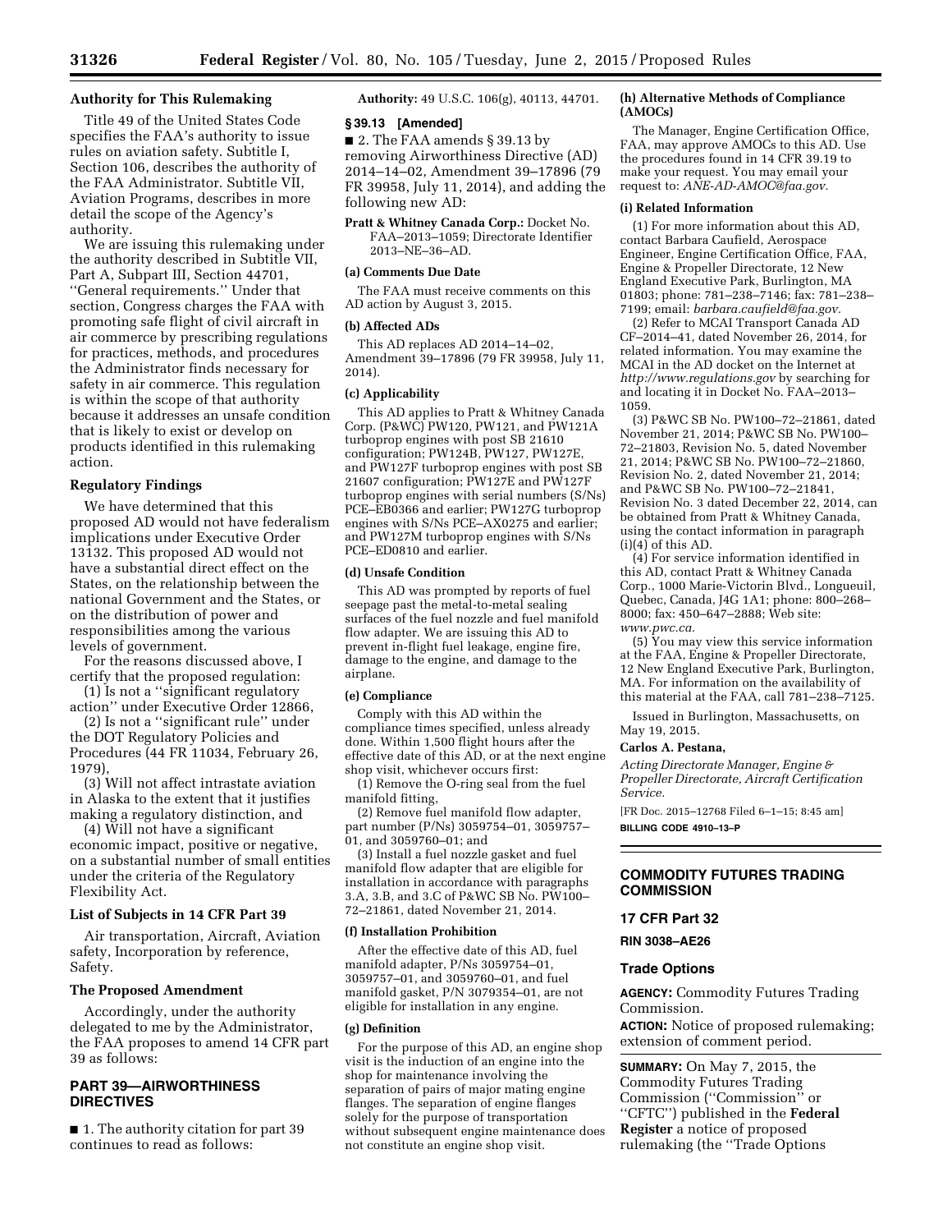## Authority for This Rulemaking

Title 49 of the United States Code specifies the FAA's authority to issue rules on aviation safety. Subtitle I, Section 106, describes the authority of the FAA Administrator. Subtitle VII, Aviation Programs, describes in more detail the scope of the Agency's authority.

We are issuing this rulemaking under the authority described in Subtitle VII, Part A, Subpart III, Section 44701, "General requirements." Under that section, Congress charges the FAA with promoting safe flight of civil aircraft in air commerce by prescribing regulations for practices, methods, and procedures the Administrator finds necessary for safety in air commerce. This regulation is within the scope of that authority because it addresses an unsafe condition that is likely to exist or develop on products identified in this rulemaking action.

## Regulatory Findings

We have determined that this proposed AD would not have federalism implications under Executive Order 13132. This proposed AD would not have a substantial direct effect on the States, on the relationship between the national Government and the States, or on the distribution of power and responsibilities among the various levels of government.

For the reasons discussed above, I certify that the proposed regulation:

(1) Is not a "significant regulatory action" under Executive Order 12866,

(2) Is not a "significant rule" under the DOT Regulatory Policies and Procedures (44 FR 11034, February 26, 1979),

(3) Will not affect intrastate aviation in Alaska to the extent that it justifies making a regulatory distinction, and

(4) Will not have a significant economic impact, positive or negative, on a substantial number of small entities under the criteria of the Regulatory Flexibility Act.

## List of Subjects in 14 CFR Part 39

Air transportation, Aircraft, Aviation safety, Incorporation by reference, Safety.

## The Proposed Amendment

Accordingly, under the authority delegated to me by the Administrator, the FAA proposes to amend 14 CFR part 39 as follows:

## PART 39—AIRWORTHINESS DIRECTIVES

■ 1. The authority citation for part 39 continues to read as follows:

**Authority:** 49 U.S.C. 106(g), 40113, 44701.

### § 39.13 [Amended]

■ 2. The FAA amends § 39.13 by removing Airworthiness Directive (AD) 2014–14–02, Amendment 39–17896 (79 FR 39958, July 11, 2014), and adding the following new AD:

**Pratt & Whitney Canada Corp.:** Docket No. FAA–2013–1059; Directorate Identifier 2013–NE–36–AD.

#### (a) Comments Due Date

The FAA must receive comments on this AD action by August 3, 2015.

#### (b) Affected ADs

This AD replaces AD 2014–14–02, Amendment 39–17896 (79 FR 39958, July 11, 2014).

#### (c) Applicability

This AD applies to Pratt & Whitney Canada Corp. (P&WC) PW120, PW121, and PW121A turboprop engines with post SB 21610 configuration; PW124B, PW127, PW127E, and PW127F turboprop engines with post SB 21607 configuration; PW127E and PW127F turboprop engines with serial numbers (S/Ns) PCE–EB0366 and earlier; PW127G turboprop engines with S/Ns PCE–AX0275 and earlier; and PW127M turboprop engines with S/Ns PCE–ED0810 and earlier.

#### (d) Unsafe Condition

This AD was prompted by reports of fuel seepage past the metal-to-metal sealing surfaces of the fuel nozzle and fuel manifold flow adapter. We are issuing this AD to prevent in-flight fuel leakage, engine fire, damage to the engine, and damage to the airplane.

#### (e) Compliance

Comply with this AD within the compliance times specified, unless already done. Within 1,500 flight hours after the effective date of this AD, or at the next engine shop visit, whichever occurs first:

(1) Remove the O-ring seal from the fuel manifold fitting,

(2) Remove fuel manifold flow adapter, part number (P/Ns) 3059754–01, 3059757–01, and 3059760–01; and

(3) Install a fuel nozzle gasket and fuel manifold flow adapter that are eligible for installation in accordance with paragraphs 3.A, 3.B, and 3.C of P&WC SB No. PW100–72–21861, dated November 21, 2014.

#### (f) Installation Prohibition

After the effective date of this AD, fuel manifold adapter, P/Ns 3059754–01, 3059757–01, and 3059760–01, and fuel manifold gasket, P/N 3079354–01, are not eligible for installation in any engine.

#### (g) Definition

For the purpose of this AD, an engine shop visit is the induction of an engine into the shop for maintenance involving the separation of pairs of major mating engine flanges. The separation of engine flanges solely for the purpose of transportation without subsequent engine maintenance does not constitute an engine shop visit.

#### (h) Alternative Methods of Compliance (AMOCs)

The Manager, Engine Certification Office, FAA, may approve AMOCs to this AD. Use the procedures found in 14 CFR 39.19 to make your request. You may email your request to: *ANE-AD-AMOC@faa.gov.*

#### (i) Related Information

(1) For more information about this AD, contact Barbara Caufield, Aerospace Engineer, Engine Certification Office, FAA, Engine & Propeller Directorate, 12 New England Executive Park, Burlington, MA 01803; phone: 781–238–7146; fax: 781–238–7199; email: *barbara.caufield@faa.gov.*

(2) Refer to MCAI Transport Canada AD CF–2014–41, dated November 26, 2014, for related information. You may examine the MCAI in the AD docket on the Internet at *http://www.regulations.gov* by searching for and locating it in Docket No. FAA–2013–1059.

(3) P&WC SB No. PW100–72–21861, dated November 21, 2014; P&WC SB No. PW100–72–21803, Revision No. 5, dated November 21, 2014; P&WC SB No. PW100–72–21860, Revision No. 2, dated November 21, 2014; and P&WC SB No. PW100–72–21841, Revision No. 3 dated December 22, 2014, can be obtained from Pratt & Whitney Canada, using the contact information in paragraph (i)(4) of this AD.

(4) For service information identified in this AD, contact Pratt & Whitney Canada Corp., 1000 Marie-Victorin Blvd., Longueuil, Quebec, Canada, J4G 1A1; phone: 800–268–8000; fax: 450–647–2888; Web site: *www.pwc.ca.*

(5) You may view this service information at the FAA, Engine & Propeller Directorate, 12 New England Executive Park, Burlington, MA. For information on the availability of this material at the FAA, call 781–238–7125.

Issued in Burlington, Massachusetts, on May 19, 2015.

**Carlos A. Pestana,**

*Acting Directorate Manager, Engine & Propeller Directorate, Aircraft Certification Service.*

[FR Doc. 2015–12768 Filed 6–1–15; 8:45 am]

**BILLING CODE 4910–13–P**

## COMMODITY FUTURES TRADING COMMISSION

## 17 CFR Part 32

## RIN 3038–AE26

## Trade Options

**AGENCY:** Commodity Futures Trading Commission.

**ACTION:** Notice of proposed rulemaking; extension of comment period.

**SUMMARY:** On May 7, 2015, the Commodity Futures Trading Commission ("Commission" or "CFTC") published in the **Federal Register** a notice of proposed rulemaking (the "Trade Options